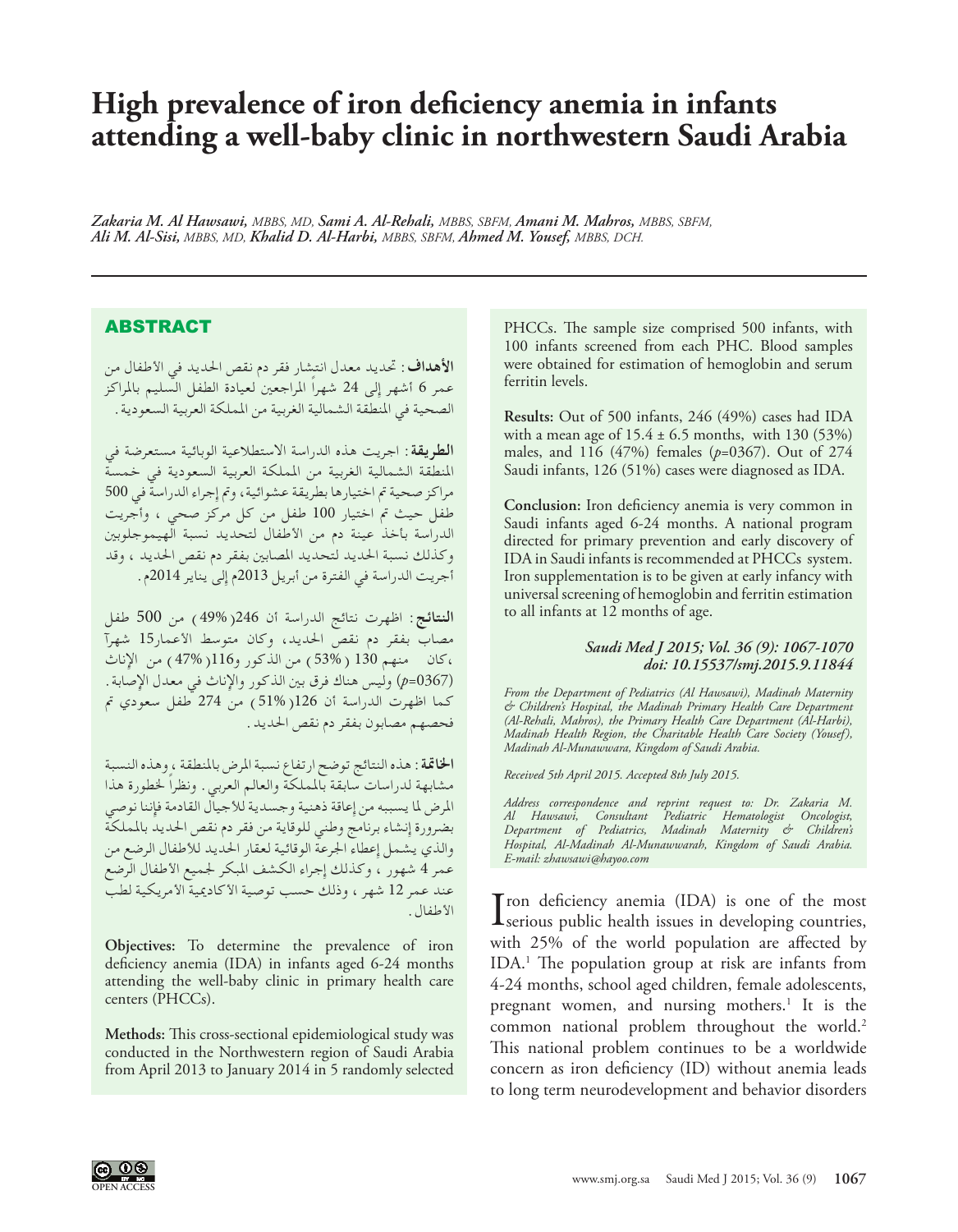# High prevalence of iron deficiency anemia in infants attending a well-baby clinic in northwestern Saudi Arabia

***Zakaria M. Al Hawsawi,*** *MBBS, MD,* ***Sami A. Al-Rehali,*** *MBBS, SBFM,* ***Amani M. Mahros,*** *MBBS, SBFM,* ***Ali M. Al-Sisi,*** *MBBS, MD,* ***Khalid D. Al-Harbi,*** *MBBS, SBFM,* ***Ahmed M. Yousef,*** *MBBS, DCH.*

## ABSTRACT

**الأهداف**: تحديد معدل انتشار فقر دم نقص الحديد في الأطفال من عمر 6 أشهر إلى 24 شهراً المراجعين لعيادة الطفل السليم بالمراكز الصحية في المنطقة الشمالية الغربية من المملكة العربية السعودية.

**الطريقة**: اجريت هذه الدراسة الاستطلاعية الوبائية مستعرضة في المنطقة الشمالية الغربية من المملكة العربية السعودية في خمسة مراكز صحية تم اختيارها بطريقة عشوائية، وتم إجراء الدراسة في 500 طفل حيث تم اختيار 100 طفل من كل مركز صحي ، وأجريت الدراسة بأخذ عينة دم من الأطفال لتحديد نسبة الهيموجلوبين وكذلك نسبة الحديد لتحديد المصابين بفقر دم نقص الحديد ، وقد أجريت الدراسة في الفترة من أبريل 2013م إلى يناير 2014م.

**النتائج**: اظهرت نتائج الدراسة أن 246(49%) من 500 طفل مصاب بفقر دم نقص الحديد، وكان متوسط الأعمار15 شهراً ،كان منهم 130 (53%) من الذكور و116(47%) من الإناث ($p$=0367) وليس هناك فرق بين الذكور والإناث في معدل الإصابة. كما اظهرت الدراسة أن 126(51%) من 274 طفل سعودي تم فحصهم مصابون بفقر دم نقص الحديد.

**الخاتمة**: هذه النتائج توضح ارتفاع نسبة المرض بالمنطقة ، وهذه النسبة مشابهة لدراسات سابقة بالمملكة والعالم العربي. ونظراً لخطورة هذا المرض لما يسببه من إعاقة ذهنية وجسدية للأجيال القادمة فإننا نوصي بضرورة إنشاء برنامج وطني للوقاية من فقر دم نقص الحديد بالمملكة والذي يشمل إعطاء الجرعة الوقائية لعقار الحديد للأطفال الرضع من عمر 4 شهور ، وكذلك إجراء الكشف المبكر لجميع الأطفال الرضع عند عمر 12 شهر ، وذلك حسب توصية الأكاديمية الأمريكية لطب الأطفال.

**Objectives:** To determine the prevalence of iron deficiency anemia (IDA) in infants aged 6-24 months attending the well-baby clinic in primary health care centers (PHCCs).

**Methods:** This cross-sectional epidemiological study was conducted in the Northwestern region of Saudi Arabia from April 2013 to January 2014 in 5 randomly selected PHCCs. The sample size comprised 500 infants, with 100 infants screened from each PHC. Blood samples were obtained for estimation of hemoglobin and serum ferritin levels.

**Results:** Out of 500 infants, 246 (49%) cases had IDA with a mean age of 15.4 ± 6.5 months, with 130 (53%) males, and 116 (47%) females ($p$=0367). Out of 274 Saudi infants, 126 (51%) cases were diagnosed as IDA.

**Conclusion:** Iron deficiency anemia is very common in Saudi infants aged 6-24 months. A national program directed for primary prevention and early discovery of IDA in Saudi infants is recommended at PHCCs system. Iron supplementation is to be given at early infancy with universal screening of hemoglobin and ferritin estimation to all infants at 12 months of age.

***Saudi Med J 2015; Vol. 36 (9): 1067-1070***
***doi: 10.15537/smj.2015.9.11844***

*From the Department of Pediatrics (Al Hawsawi), Madinah Maternity & Children's Hospital, the Madinah Primary Health Care Department (Al-Rehali, Mahros), the Primary Health Care Department (Al-Harbi), Madinah Health Region, the Charitable Health Care Society (Yousef), Madinah Al-Munawwara, Kingdom of Saudi Arabia.*

*Received 5th April 2015. Accepted 8th July 2015.*

*Address correspondence and reprint request to: Dr. Zakaria M. Al Hawsawi, Consultant Pediatric Hematologist Oncologist, Department of Pediatrics, Madinah Maternity & Children's Hospital, Al-Madinah Al-Munawwarah, Kingdom of Saudi Arabia. E-mail: zhawsawi@hayoo.com*

Iron deficiency anemia (IDA) is one of the most serious public health issues in developing countries, with 25% of the world population are affected by IDA.[1] The population group at risk are infants from 4-24 months, school aged children, female adolescents, pregnant women, and nursing mothers.[1] It is the common national problem throughout the world.[2] This national problem continues to be a worldwide concern as iron deficiency (ID) without anemia leads to long term neurodevelopment and behavior disorders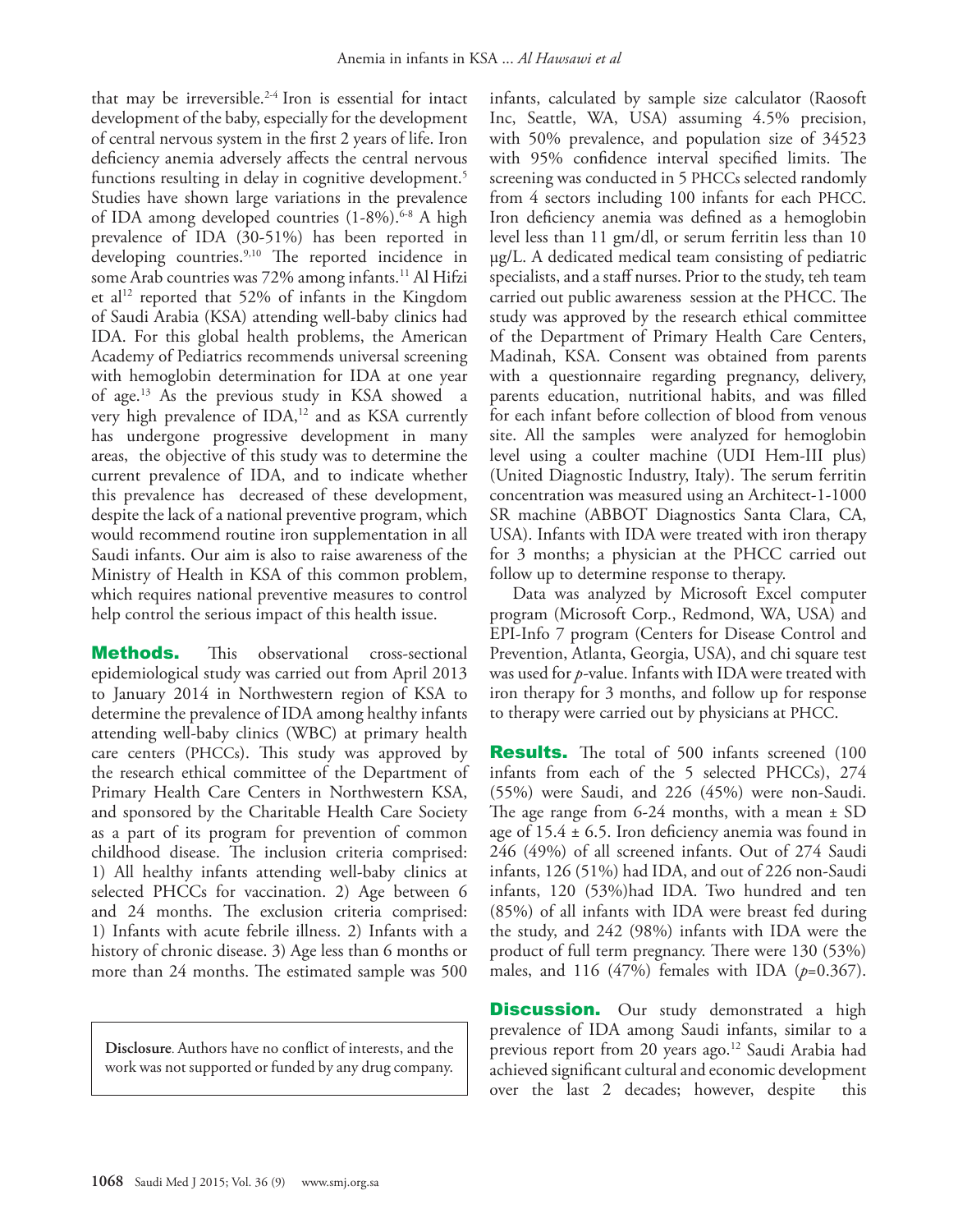that may be irreversible.[2-4] Iron is essential for intact development of the baby, especially for the development of central nervous system in the first 2 years of life. Iron deficiency anemia adversely affects the central nervous functions resulting in delay in cognitive development.[5] Studies have shown large variations in the prevalence of IDA among developed countries (1-8%).[6-8] A high prevalence of IDA (30-51%) has been reported in developing countries.[9,10] The reported incidence in some Arab countries was 72% among infants.[11] Al Hifzi et al[12] reported that 52% of infants in the Kingdom of Saudi Arabia (KSA) attending well-baby clinics had IDA. For this global health problems, the American Academy of Pediatrics recommends universal screening with hemoglobin determination for IDA at one year of age.[13] As the previous study in KSA showed a very high prevalence of IDA,[12] and as KSA currently has undergone progressive development in many areas, the objective of this study was to determine the current prevalence of IDA, and to indicate whether this prevalence has decreased of these development, despite the lack of a national preventive program, which would recommend routine iron supplementation in all Saudi infants. Our aim is also to raise awareness of the Ministry of Health in KSA of this common problem, which requires national preventive measures to control help control the serious impact of this health issue.

## Methods.

This observational cross-sectional epidemiological study was carried out from April 2013 to January 2014 in Northwestern region of KSA to determine the prevalence of IDA among healthy infants attending well-baby clinics (WBC) at primary health care centers (PHCCs). This study was approved by the research ethical committee of the Department of Primary Health Care Centers in Northwestern KSA, and sponsored by the Charitable Health Care Society as a part of its program for prevention of common childhood disease. The inclusion criteria comprised: 1) All healthy infants attending well-baby clinics at selected PHCCs for vaccination. 2) Age between 6 and 24 months. The exclusion criteria comprised: 1) Infants with acute febrile illness. 2) Infants with a history of chronic disease. 3) Age less than 6 months or more than 24 months. The estimated sample was 500 infants, calculated by sample size calculator (Raosoft Inc, Seattle, WA, USA) assuming 4.5% precision, with 50% prevalence, and population size of 34523 with 95% confidence interval specified limits. The screening was conducted in 5 PHCCs selected randomly from 4 sectors including 100 infants for each PHCC. Iron deficiency anemia was defined as a hemoglobin level less than 11 gm/dl, or serum ferritin less than 10 µg/L. A dedicated medical team consisting of pediatric specialists, and a staff nurses. Prior to the study, teh team carried out public awareness session at the PHCC. The study was approved by the research ethical committee of the Department of Primary Health Care Centers, Madinah, KSA. Consent was obtained from parents with a questionnaire regarding pregnancy, delivery, parents education, nutritional habits, and was filled for each infant before collection of blood from venous site. All the samples were analyzed for hemoglobin level using a coulter machine (UDI Hem-III plus) (United Diagnostic Industry, Italy). The serum ferritin concentration was measured using an Architect-1-1000 SR machine (ABBOT Diagnostics Santa Clara, CA, USA). Infants with IDA were treated with iron therapy for 3 months; a physician at the PHCC carried out follow up to determine response to therapy.

Data was analyzed by Microsoft Excel computer program (Microsoft Corp., Redmond, WA, USA) and EPI-Info 7 program (Centers for Disease Control and Prevention, Atlanta, Georgia, USA), and chi square test was used for *p*-value. Infants with IDA were treated with iron therapy for 3 months, and follow up for response to therapy were carried out by physicians at PHCC.

## Results.

The total of 500 infants screened (100 infants from each of the 5 selected PHCCs), 274 (55%) were Saudi, and 226 (45%) were non-Saudi. The age range from 6-24 months, with a mean ± SD age of 15.4 ± 6.5. Iron deficiency anemia was found in 246 (49%) of all screened infants. Out of 274 Saudi infants, 126 (51%) had IDA, and out of 226 non-Saudi infants, 120 (53%)had IDA. Two hundred and ten (85%) of all infants with IDA were breast fed during the study, and 242 (98%) infants with IDA were the product of full term pregnancy. There were 130 (53%) males, and 116 (47%) females with IDA ($p$=0.367).

## Discussion.

Our study demonstrated a high prevalence of IDA among Saudi infants, similar to a previous report from 20 years ago.[12] Saudi Arabia had achieved significant cultural and economic development over the last 2 decades; however, despite this

**Disclosure**. Authors have no conflict of interests, and the work was not supported or funded by any drug company.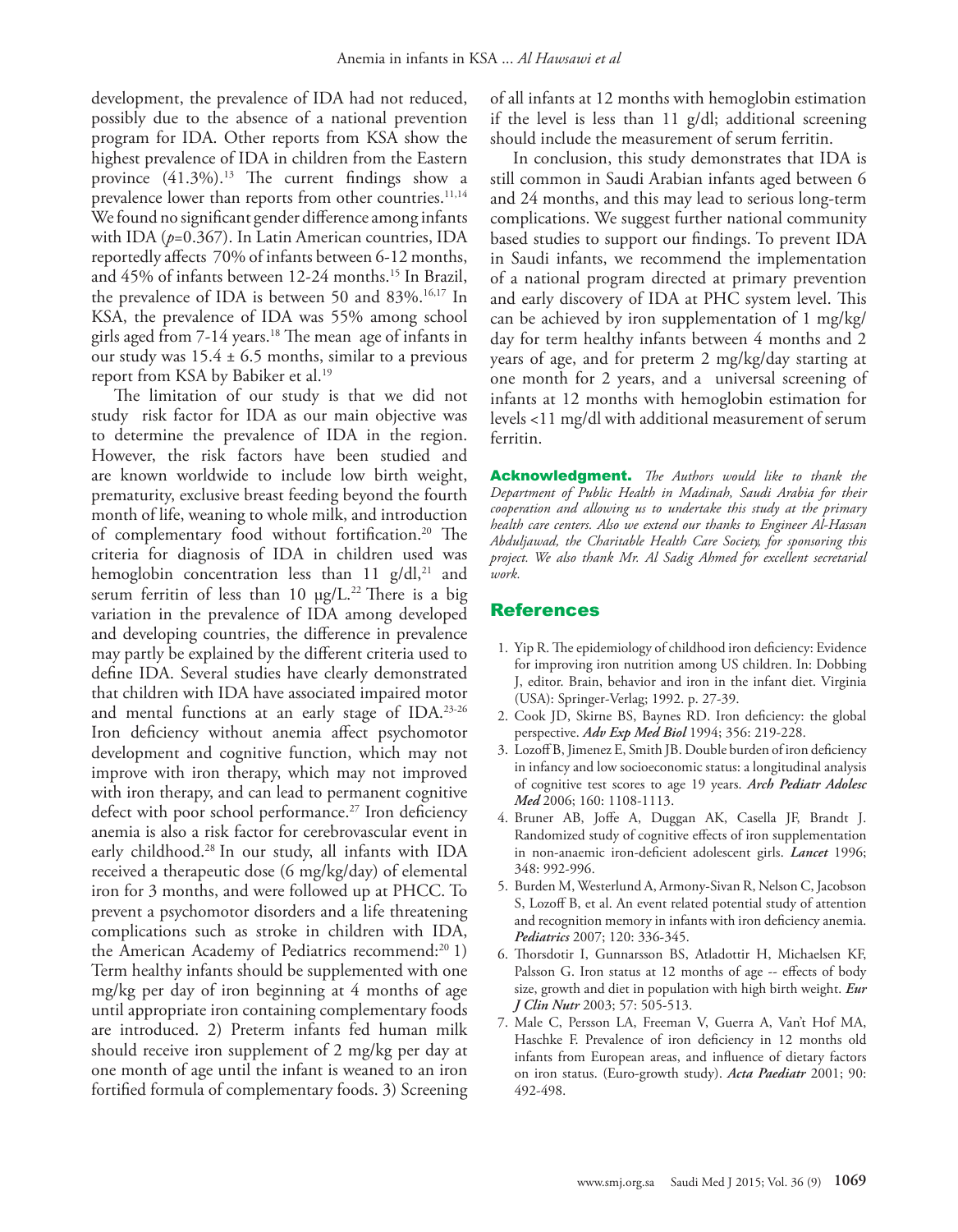development, the prevalence of IDA had not reduced, possibly due to the absence of a national prevention program for IDA. Other reports from KSA show the highest prevalence of IDA in children from the Eastern province (41.3%).[13] The current findings show a prevalence lower than reports from other countries.[11,14] We found no significant gender difference among infants with IDA ($p$=0.367). In Latin American countries, IDA reportedly affects 70% of infants between 6-12 months, and 45% of infants between 12-24 months.[15] In Brazil, the prevalence of IDA is between 50 and 83%.[16,17] In KSA, the prevalence of IDA was 55% among school girls aged from 7-14 years.[18] The mean age of infants in our study was 15.4 ± 6.5 months, similar to a previous report from KSA by Babiker et al.[19]

The limitation of our study is that we did not study risk factor for IDA as our main objective was to determine the prevalence of IDA in the region. However, the risk factors have been studied and are known worldwide to include low birth weight, prematurity, exclusive breast feeding beyond the fourth month of life, weaning to whole milk, and introduction of complementary food without fortification.[20] The criteria for diagnosis of IDA in children used was hemoglobin concentration less than 11 g/dl,[21] and serum ferritin of less than 10 µg/L.[22] There is a big variation in the prevalence of IDA among developed and developing countries, the difference in prevalence may partly be explained by the different criteria used to define IDA. Several studies have clearly demonstrated that children with IDA have associated impaired motor and mental functions at an early stage of IDA.[23-26] Iron deficiency without anemia affect psychomotor development and cognitive function, which may not improve with iron therapy, which may not improved with iron therapy, and can lead to permanent cognitive defect with poor school performance.[27] Iron deficiency anemia is also a risk factor for cerebrovascular event in early childhood.[28] In our study, all infants with IDA received a therapeutic dose (6 mg/kg/day) of elemental iron for 3 months, and were followed up at PHCC. To prevent a psychomotor disorders and a life threatening complications such as stroke in children with IDA, the American Academy of Pediatrics recommend:[20] 1) Term healthy infants should be supplemented with one mg/kg per day of iron beginning at 4 months of age until appropriate iron containing complementary foods are introduced. 2) Preterm infants fed human milk should receive iron supplement of 2 mg/kg per day at one month of age until the infant is weaned to an iron fortified formula of complementary foods. 3) Screening of all infants at 12 months with hemoglobin estimation if the level is less than 11 g/dl; additional screening should include the measurement of serum ferritin.

In conclusion, this study demonstrates that IDA is still common in Saudi Arabian infants aged between 6 and 24 months, and this may lead to serious long-term complications. We suggest further national community based studies to support our findings. To prevent IDA in Saudi infants, we recommend the implementation of a national program directed at primary prevention and early discovery of IDA at PHC system level. This can be achieved by iron supplementation of 1 mg/kg/day for term healthy infants between 4 months and 2 years of age, and for preterm 2 mg/kg/day starting at one month for 2 years, and a universal screening of infants at 12 months with hemoglobin estimation for levels <11 mg/dl with additional measurement of serum ferritin.

**Acknowledgment.** *The Authors would like to thank the Department of Public Health in Madinah, Saudi Arabia for their cooperation and allowing us to undertake this study at the primary health care centers. Also we extend our thanks to Engineer Al-Hassan Abduljawad, the Charitable Health Care Society, for sponsoring this project. We also thank Mr. Al Sadig Ahmed for excellent secretarial work.*

## References

1. Yip R. The epidemiology of childhood iron deficiency: Evidence for improving iron nutrition among US children. In: Dobbing J, editor. Brain, behavior and iron in the infant diet. Virginia (USA): Springer-Verlag; 1992. p. 27-39.
2. Cook JD, Skirne BS, Baynes RD. Iron deficiency: the global perspective. ***Adv Exp Med Biol*** 1994; 356: 219-228.
3. Lozoff B, Jimenez E, Smith JB. Double burden of iron deficiency in infancy and low socioeconomic status: a longitudinal analysis of cognitive test scores to age 19 years. ***Arch Pediatr Adolesc Med*** 2006; 160: 1108-1113.
4. Bruner AB, Joffe A, Duggan AK, Casella JF, Brandt J. Randomized study of cognitive effects of iron supplementation in non-anaemic iron-deficient adolescent girls. ***Lancet*** 1996; 348: 992-996.
5. Burden M, Westerlund A, Armony-Sivan R, Nelson C, Jacobson S, Lozoff B, et al. An event related potential study of attention and recognition memory in infants with iron deficiency anemia. ***Pediatrics*** 2007; 120: 336-345.
6. Thorsdotir I, Gunnarsson BS, Atladottir H, Michaelsen KF, Palsson G. Iron status at 12 months of age -- effects of body size, growth and diet in population with high birth weight. ***Eur J Clin Nutr*** 2003; 57: 505-513.
7. Male C, Persson LA, Freeman V, Guerra A, Van't Hof MA, Haschke F. Prevalence of iron deficiency in 12 months old infants from European areas, and influence of dietary factors on iron status. (Euro-growth study). ***Acta Paediatr*** 2001; 90: 492-498.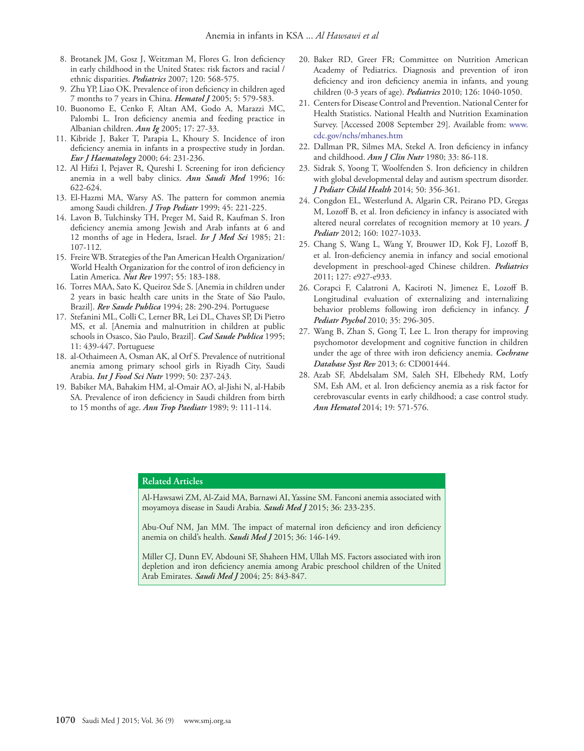8. Brotanek JM, Gosz J, Weitzman M, Flores G. Iron deficiency in early childhood in the United States: risk factors and racial / ethnic disparities. ***Pediatrics*** 2007; 120: 568-575.
9. Zhu YP, Liao OK. Prevalence of iron deficiency in children aged 7 months to 7 years in China. ***Hematol J*** 2005; 5: 579-583.
10. Buonomo E, Cenko F, Altan AM, Godo A, Marazzi MC, Palombi L. Iron deficiency anemia and feeding practice in Albanian children. ***Ann Ig*** 2005; 17: 27-33.
11. Kibride J, Baker T, Parapia L, Khoury S. Incidence of iron deficiency anemia in infants in a prospective study in Jordan. ***Eur J Haematology*** 2000; 64: 231-236.
12. Al Hifzi I, Pejaver R, Qureshi I. Screening for iron deficiency anemia in a well baby clinics. ***Ann Saudi Med*** 1996; 16: 622-624.
13. El-Hazmi MA, Warsy AS. The pattern for common anemia among Saudi children. ***J Trop Pediatr*** 1999; 45: 221-225.
14. Lavon B, Tulchinsky TH, Preger M, Said R, Kaufman S. Iron deficiency anemia among Jewish and Arab infants at 6 and 12 months of age in Hedera, Israel. ***Isr J Med Sci*** 1985; 21: 107-112.
15. Freire WB. Strategies of the Pan American Health Organization/ World Health Organization for the control of iron deficiency in Latin America. ***Nut Rev*** 1997; 55: 183-188.
16. Torres MAA, Sato K, Queiroz Sde S. [Anemia in children under 2 years in basic health care units in the State of São Paulo, Brazil]. ***Rev Saude Publica*** 1994; 28: 290-294. Portuguese
17. Stefanini ML, Colli C, Lerner BR, Lei DL, Chaves SP, Di Pietro MS, et al. [Anemia and malnutrition in children at public schools in Osasco, São Paulo, Brazil]. ***Cad Saude Publica*** 1995; 11: 439-447. Portuguese
18. al-Othaimeen A, Osman AK, al Orf S. Prevalence of nutritional anemia among primary school girls in Riyadh City, Saudi Arabia. ***Int J Food Sci Nutr*** 1999; 50: 237-243.
19. Babiker MA, Bahakim HM, al-Omair AO, al-Jishi N, al-Habib SA. Prevalence of iron deficiency in Saudi children from birth to 15 months of age. ***Ann Trop Paediatr*** 1989; 9: 111-114.
20. Baker RD, Greer FR; Committee on Nutrition American Academy of Pediatrics. Diagnosis and prevention of iron deficiency and iron deficiency anemia in infants, and young children (0-3 years of age). ***Pediatrics*** 2010; 126: 1040-1050.
21. Centers for Disease Control and Prevention. National Center for Health Statistics. National Health and Nutrition Examination Survey. [Accessed 2008 September 29]. Available from: www.cdc.gov/nchs/mhanes.htm
22. Dallman PR, Silmes MA, Stekel A. Iron deficiency in infancy and childhood. ***Ann J Clin Nutr*** 1980; 33: 86-118.
23. Sidrak S, Yoong T, Woolfenden S. Iron deficiency in children with global developmental delay and autism spectrum disorder. ***J Pediatr Child Health*** 2014; 50: 356-361.
24. Congdon EL, Westerlund A, Algarin CR, Peirano PD, Gregas M, Lozoff B, et al. Iron deficiency in infancy is associated with altered neural correlates of recognition memory at 10 years. ***J Pediatr*** 2012; 160: 1027-1033.
25. Chang S, Wang L, Wang Y, Brouwer ID, Kok FJ, Lozoff B, et al. Iron-deficiency anemia in infancy and social emotional development in preschool-aged Chinese children. ***Pediatrics*** 2011; 127: e927-e933.
26. Corapci F, Calatroni A, Kaciroti N, Jimenez E, Lozoff B. Longitudinal evaluation of externalizing and internalizing behavior problems following iron deficiency in infancy. ***J Pediatr Psychol*** 2010; 35: 296-305.
27. Wang B, Zhan S, Gong T, Lee L. Iron therapy for improving psychomotor development and cognitive function in children under the age of three with iron deficiency anemia. ***Cochrane Database Syst Rev*** 2013; 6: CD001444.
28. Azab SF, Abdelsalam SM, Saleh SH, Elbehedy RM, Lotfy SM, Esh AM, et al. Iron deficiency anemia as a risk factor for cerebrovascular events in early childhood; a case control study. ***Ann Hematol*** 2014; 19: 571-576.

**Related Articles**

Al-Hawsawi ZM, Al-Zaid MA, Barnawi AI, Yassine SM. Fanconi anemia associated with moyamoya disease in Saudi Arabia. ***Saudi Med J*** 2015; 36: 233-235.

Abu-Ouf NM, Jan MM. The impact of maternal iron deficiency and iron deficiency anemia on child's health. ***Saudi Med J*** 2015; 36: 146-149.

Miller CJ, Dunn EV, Abdouni SF, Shaheen HM, Ullah MS. Factors associated with iron depletion and iron deficiency anemia among Arabic preschool children of the United Arab Emirates. ***Saudi Med J*** 2004; 25: 843-847.